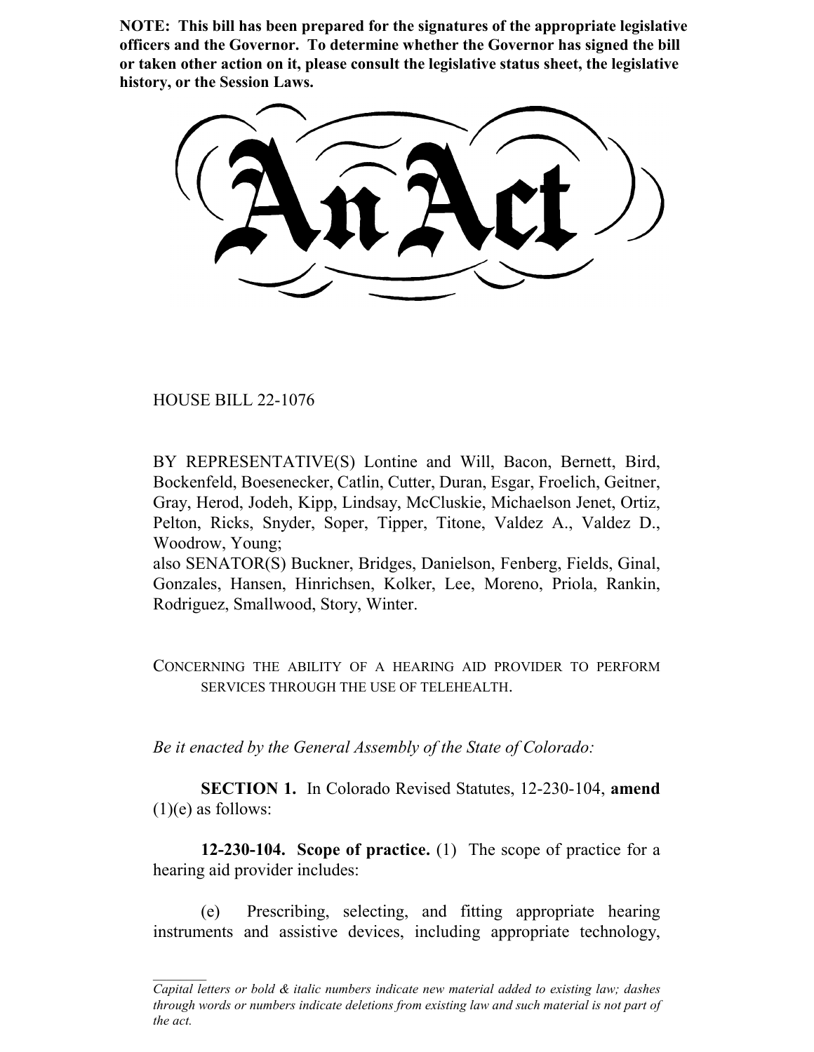**NOTE: This bill has been prepared for the signatures of the appropriate legislative officers and the Governor. To determine whether the Governor has signed the bill or taken other action on it, please consult the legislative status sheet, the legislative history, or the Session Laws.**

# An Act

HOUSE BILL 22-1076

BY REPRESENTATIVE(S) Lontine and Will, Bacon, Bernett, Bird, Bockenfeld, Boesenecker, Catlin, Cutter, Duran, Esgar, Froelich, Geitner, Gray, Herod, Jodeh, Kipp, Lindsay, McCluskie, Michaelson Jenet, Ortiz, Pelton, Ricks, Snyder, Soper, Tipper, Titone, Valdez A., Valdez D., Woodrow, Young;
also SENATOR(S) Buckner, Bridges, Danielson, Fenberg, Fields, Ginal, Gonzales, Hansen, Hinrichsen, Kolker, Lee, Moreno, Priola, Rankin, Rodriguez, Smallwood, Story, Winter.

CONCERNING THE ABILITY OF A HEARING AID PROVIDER TO PERFORM SERVICES THROUGH THE USE OF TELEHEALTH.

*Be it enacted by the General Assembly of the State of Colorado:*

**SECTION 1.** In Colorado Revised Statutes, 12-230-104, **amend** (1)(e) as follows:

**12-230-104. Scope of practice.** (1) The scope of practice for a hearing aid provider includes:

(e) Prescribing, selecting, and fitting appropriate hearing instruments and assistive devices, including appropriate technology,

*Capital letters or bold & italic numbers indicate new material added to existing law; dashes through words or numbers indicate deletions from existing law and such material is not part of the act.*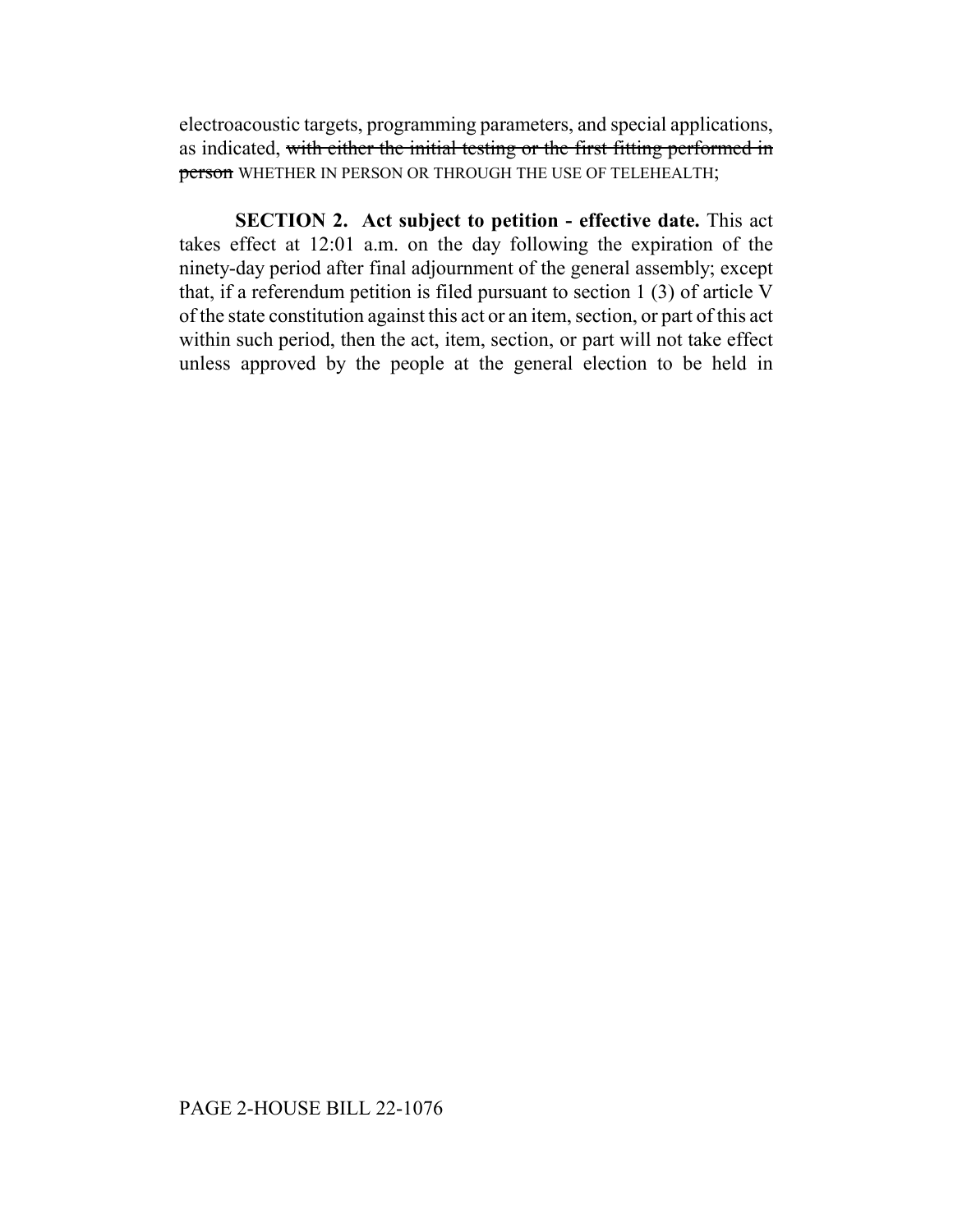electroacoustic targets, programming parameters, and special applications, as indicated, ~~with either the initial testing or the first fitting performed in person~~ WHETHER IN PERSON OR THROUGH THE USE OF TELEHEALTH;

**SECTION 2. Act subject to petition - effective date.** This act takes effect at 12:01 a.m. on the day following the expiration of the ninety-day period after final adjournment of the general assembly; except that, if a referendum petition is filed pursuant to section 1 (3) of article V of the state constitution against this act or an item, section, or part of this act within such period, then the act, item, section, or part will not take effect unless approved by the people at the general election to be held in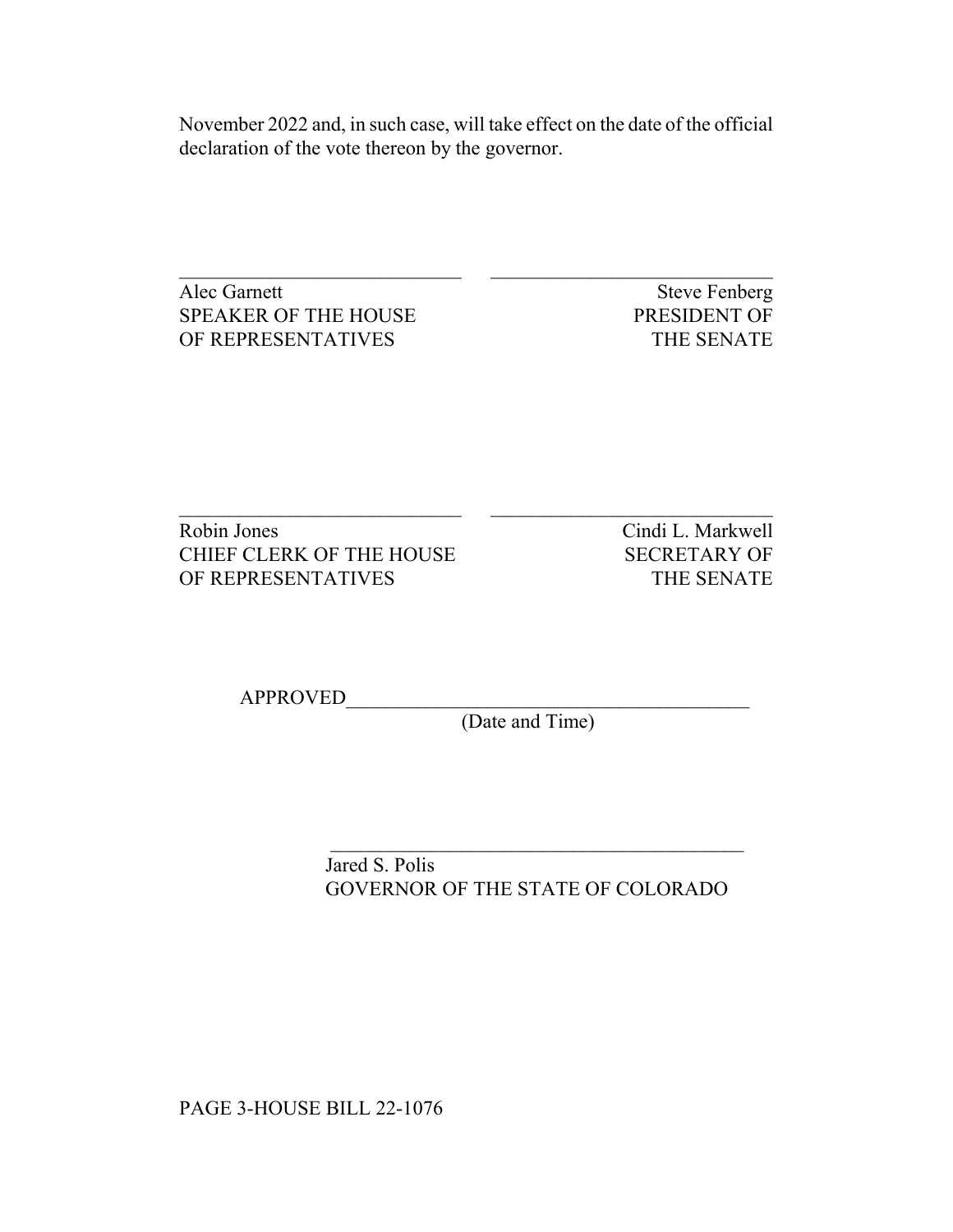November 2022 and, in such case, will take effect on the date of the official declaration of the vote thereon by the governor.

____________________________  ____________________________

Alec Garnett
SPEAKER OF THE HOUSE
OF REPRESENTATIVES

Steve Fenberg
PRESIDENT OF
THE SENATE

____________________________  ____________________________

Robin Jones
CHIEF CLERK OF THE HOUSE
OF REPRESENTATIVES

Cindi L. Markwell
SECRETARY OF
THE SENATE

APPROVED________________________________________
(Date and Time)

_________________________________________

Jared S. Polis
GOVERNOR OF THE STATE OF COLORADO

PAGE 3-HOUSE BILL 22-1076